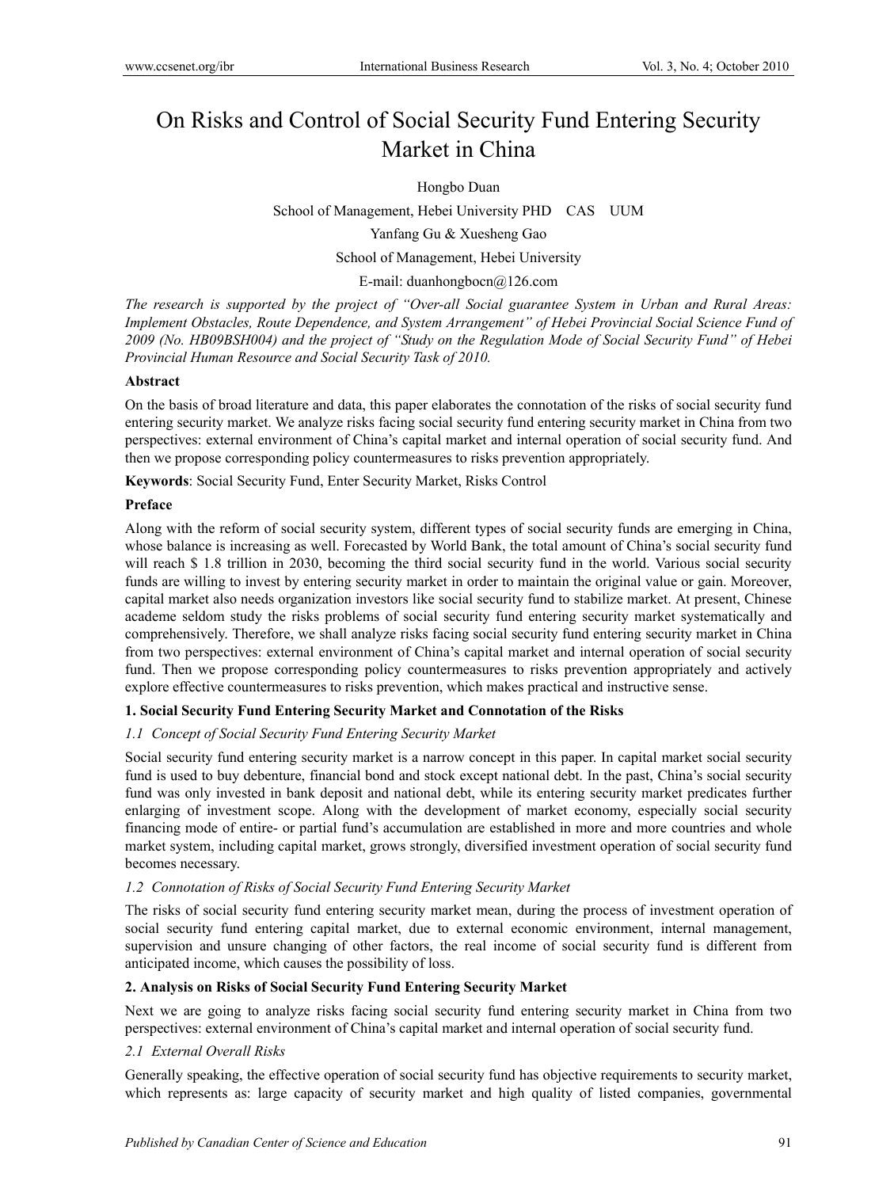# On Risks and Control of Social Security Fund Entering Security Market in China

Hongbo Duan

School of Management, Hebei University PHD CAS UUM

Yanfang Gu & Xuesheng Gao

School of Management, Hebei University

E-mail: duanhongbocn@126.com

*The research is supported by the project of "Over-all Social guarantee System in Urban and Rural Areas: Implement Obstacles, Route Dependence, and System Arrangement" of Hebei Provincial Social Science Fund of 2009 (No. HB09BSH004) and the project of "Study on the Regulation Mode of Social Security Fund" of Hebei Provincial Human Resource and Social Security Task of 2010.*

**Abstract**

On the basis of broad literature and data, this paper elaborates the connotation of the risks of social security fund entering security market. We analyze risks facing social security fund entering security market in China from two perspectives: external environment of China's capital market and internal operation of social security fund. And then we propose corresponding policy countermeasures to risks prevention appropriately.

**Keywords**: Social Security Fund, Enter Security Market, Risks Control

**Preface**

Along with the reform of social security system, different types of social security funds are emerging in China, whose balance is increasing as well. Forecasted by World Bank, the total amount of China's social security fund will reach $ 1.8 trillion in 2030, becoming the third social security fund in the world. Various social security funds are willing to invest by entering security market in order to maintain the original value or gain. Moreover, capital market also needs organization investors like social security fund to stabilize market. At present, Chinese academe seldom study the risks problems of social security fund entering security market systematically and comprehensively. Therefore, we shall analyze risks facing social security fund entering security market in China from two perspectives: external environment of China's capital market and internal operation of social security fund. Then we propose corresponding policy countermeasures to risks prevention appropriately and actively explore effective countermeasures to risks prevention, which makes practical and instructive sense.

## 1. Social Security Fund Entering Security Market and Connotation of the Risks

### *1.1 Concept of Social Security Fund Entering Security Market*

Social security fund entering security market is a narrow concept in this paper. In capital market social security fund is used to buy debenture, financial bond and stock except national debt. In the past, China's social security fund was only invested in bank deposit and national debt, while its entering security market predicates further enlarging of investment scope. Along with the development of market economy, especially social security financing mode of entire- or partial fund's accumulation are established in more and more countries and whole market system, including capital market, grows strongly, diversified investment operation of social security fund becomes necessary.

### *1.2 Connotation of Risks of Social Security Fund Entering Security Market*

The risks of social security fund entering security market mean, during the process of investment operation of social security fund entering capital market, due to external economic environment, internal management, supervision and unsure changing of other factors, the real income of social security fund is different from anticipated income, which causes the possibility of loss.

## 2. Analysis on Risks of Social Security Fund Entering Security Market

Next we are going to analyze risks facing social security fund entering security market in China from two perspectives: external environment of China's capital market and internal operation of social security fund.

### *2.1 External Overall Risks*

Generally speaking, the effective operation of social security fund has objective requirements to security market, which represents as: large capacity of security market and high quality of listed companies, governmental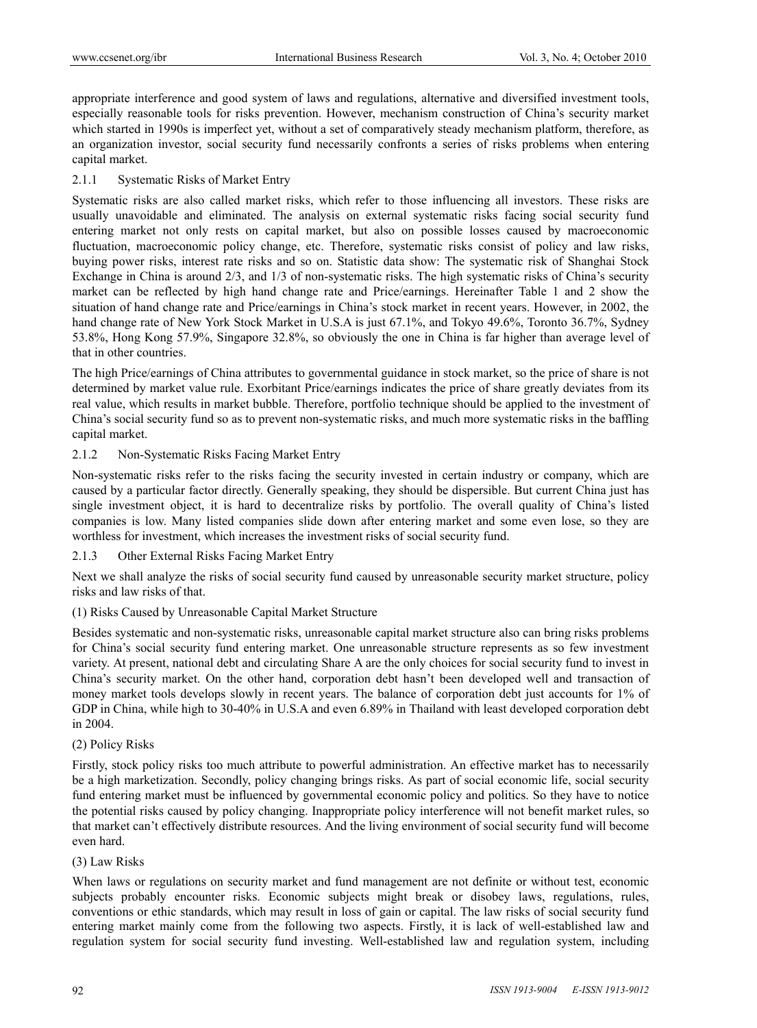appropriate interference and good system of laws and regulations, alternative and diversified investment tools, especially reasonable tools for risks prevention. However, mechanism construction of China's security market which started in 1990s is imperfect yet, without a set of comparatively steady mechanism platform, therefore, as an organization investor, social security fund necessarily confronts a series of risks problems when entering capital market.

#### 2.1.1 Systematic Risks of Market Entry

Systematic risks are also called market risks, which refer to those influencing all investors. These risks are usually unavoidable and eliminated. The analysis on external systematic risks facing social security fund entering market not only rests on capital market, but also on possible losses caused by macroeconomic fluctuation, macroeconomic policy change, etc. Therefore, systematic risks consist of policy and law risks, buying power risks, interest rate risks and so on. Statistic data show: The systematic risk of Shanghai Stock Exchange in China is around 2/3, and 1/3 of non-systematic risks. The high systematic risks of China's security market can be reflected by high hand change rate and Price/earnings. Hereinafter Table 1 and 2 show the situation of hand change rate and Price/earnings in China's stock market in recent years. However, in 2002, the hand change rate of New York Stock Market in U.S.A is just 67.1%, and Tokyo 49.6%, Toronto 36.7%, Sydney 53.8%, Hong Kong 57.9%, Singapore 32.8%, so obviously the one in China is far higher than average level of that in other countries.

The high Price/earnings of China attributes to governmental guidance in stock market, so the price of share is not determined by market value rule. Exorbitant Price/earnings indicates the price of share greatly deviates from its real value, which results in market bubble. Therefore, portfolio technique should be applied to the investment of China's social security fund so as to prevent non-systematic risks, and much more systematic risks in the baffling capital market.

#### 2.1.2 Non-Systematic Risks Facing Market Entry

Non-systematic risks refer to the risks facing the security invested in certain industry or company, which are caused by a particular factor directly. Generally speaking, they should be dispersible. But current China just has single investment object, it is hard to decentralize risks by portfolio. The overall quality of China's listed companies is low. Many listed companies slide down after entering market and some even lose, so they are worthless for investment, which increases the investment risks of social security fund.

#### 2.1.3 Other External Risks Facing Market Entry

Next we shall analyze the risks of social security fund caused by unreasonable security market structure, policy risks and law risks of that.

(1) Risks Caused by Unreasonable Capital Market Structure

Besides systematic and non-systematic risks, unreasonable capital market structure also can bring risks problems for China's social security fund entering market. One unreasonable structure represents as so few investment variety. At present, national debt and circulating Share A are the only choices for social security fund to invest in China's security market. On the other hand, corporation debt hasn't been developed well and transaction of money market tools develops slowly in recent years. The balance of corporation debt just accounts for 1% of GDP in China, while high to 30-40% in U.S.A and even 6.89% in Thailand with least developed corporation debt in 2004.

(2) Policy Risks

Firstly, stock policy risks too much attribute to powerful administration. An effective market has to necessarily be a high marketization. Secondly, policy changing brings risks. As part of social economic life, social security fund entering market must be influenced by governmental economic policy and politics. So they have to notice the potential risks caused by policy changing. Inappropriate policy interference will not benefit market rules, so that market can't effectively distribute resources. And the living environment of social security fund will become even hard.

(3) Law Risks

When laws or regulations on security market and fund management are not definite or without test, economic subjects probably encounter risks. Economic subjects might break or disobey laws, regulations, rules, conventions or ethic standards, which may result in loss of gain or capital. The law risks of social security fund entering market mainly come from the following two aspects. Firstly, it is lack of well-established law and regulation system for social security fund investing. Well-established law and regulation system, including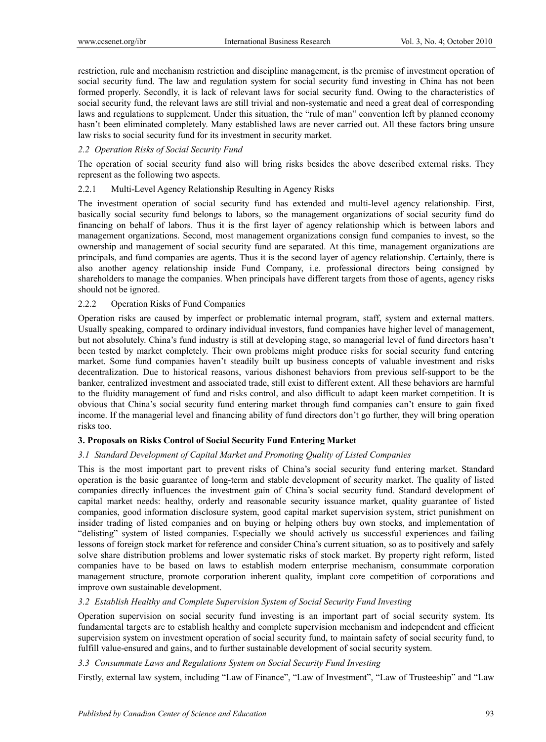restriction, rule and mechanism restriction and discipline management, is the premise of investment operation of social security fund. The law and regulation system for social security fund investing in China has not been formed properly. Secondly, it is lack of relevant laws for social security fund. Owing to the characteristics of social security fund, the relevant laws are still trivial and non-systematic and need a great deal of corresponding laws and regulations to supplement. Under this situation, the "rule of man" convention left by planned economy hasn't been eliminated completely. Many established laws are never carried out. All these factors bring unsure law risks to social security fund for its investment in security market.

### *2.2 Operation Risks of Social Security Fund*

The operation of social security fund also will bring risks besides the above described external risks. They represent as the following two aspects.

#### 2.2.1 Multi-Level Agency Relationship Resulting in Agency Risks

The investment operation of social security fund has extended and multi-level agency relationship. First, basically social security fund belongs to labors, so the management organizations of social security fund do financing on behalf of labors. Thus it is the first layer of agency relationship which is between labors and management organizations. Second, most management organizations consign fund companies to invest, so the ownership and management of social security fund are separated. At this time, management organizations are principals, and fund companies are agents. Thus it is the second layer of agency relationship. Certainly, there is also another agency relationship inside Fund Company, i.e. professional directors being consigned by shareholders to manage the companies. When principals have different targets from those of agents, agency risks should not be ignored.

#### 2.2.2 Operation Risks of Fund Companies

Operation risks are caused by imperfect or problematic internal program, staff, system and external matters. Usually speaking, compared to ordinary individual investors, fund companies have higher level of management, but not absolutely. China's fund industry is still at developing stage, so managerial level of fund directors hasn't been tested by market completely. Their own problems might produce risks for social security fund entering market. Some fund companies haven't steadily built up business concepts of valuable investment and risks decentralization. Due to historical reasons, various dishonest behaviors from previous self-support to be the banker, centralized investment and associated trade, still exist to different extent. All these behaviors are harmful to the fluidity management of fund and risks control, and also difficult to adapt keen market competition. It is obvious that China's social security fund entering market through fund companies can't ensure to gain fixed income. If the managerial level and financing ability of fund directors don't go further, they will bring operation risks too.

## 3. Proposals on Risks Control of Social Security Fund Entering Market

### *3.1 Standard Development of Capital Market and Promoting Quality of Listed Companies*

This is the most important part to prevent risks of China's social security fund entering market. Standard operation is the basic guarantee of long-term and stable development of security market. The quality of listed companies directly influences the investment gain of China's social security fund. Standard development of capital market needs: healthy, orderly and reasonable security issuance market, quality guarantee of listed companies, good information disclosure system, good capital market supervision system, strict punishment on insider trading of listed companies and on buying or helping others buy own stocks, and implementation of "delisting" system of listed companies. Especially we should actively us successful experiences and failing lessons of foreign stock market for reference and consider China's current situation, so as to positively and safely solve share distribution problems and lower systematic risks of stock market. By property right reform, listed companies have to be based on laws to establish modern enterprise mechanism, consummate corporation management structure, promote corporation inherent quality, implant core competition of corporations and improve own sustainable development.

### *3.2 Establish Healthy and Complete Supervision System of Social Security Fund Investing*

Operation supervision on social security fund investing is an important part of social security system. Its fundamental targets are to establish healthy and complete supervision mechanism and independent and efficient supervision system on investment operation of social security fund, to maintain safety of social security fund, to fulfill value-ensured and gains, and to further sustainable development of social security system.

### *3.3 Consummate Laws and Regulations System on Social Security Fund Investing*

Firstly, external law system, including "Law of Finance", "Law of Investment", "Law of Trusteeship" and "Law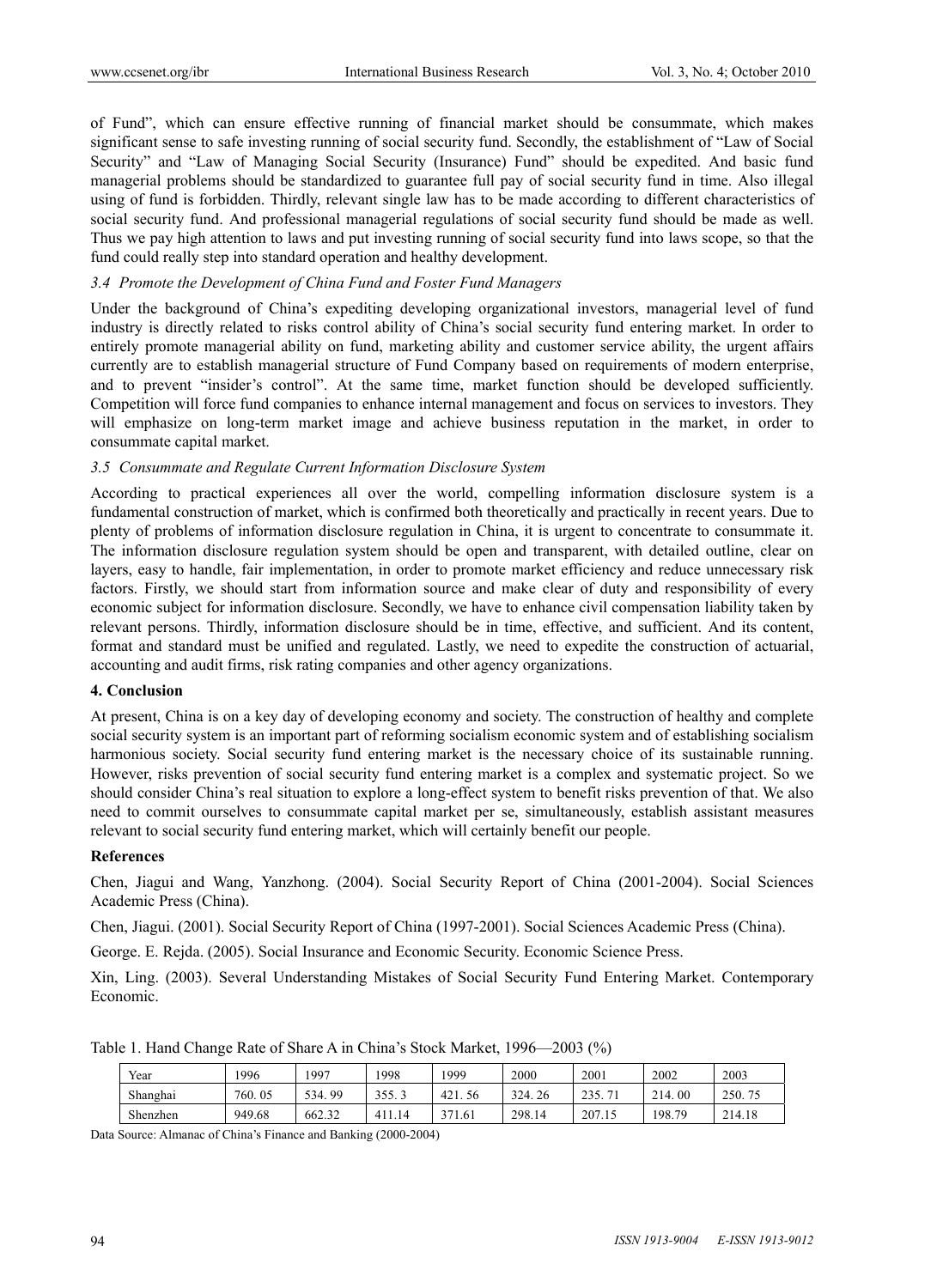of Fund", which can ensure effective running of financial market should be consummate, which makes significant sense to safe investing running of social security fund. Secondly, the establishment of "Law of Social Security" and "Law of Managing Social Security (Insurance) Fund" should be expedited. And basic fund managerial problems should be standardized to guarantee full pay of social security fund in time. Also illegal using of fund is forbidden. Thirdly, relevant single law has to be made according to different characteristics of social security fund. And professional managerial regulations of social security fund should be made as well. Thus we pay high attention to laws and put investing running of social security fund into laws scope, so that the fund could really step into standard operation and healthy development.

### *3.4 Promote the Development of China Fund and Foster Fund Managers*

Under the background of China's expediting developing organizational investors, managerial level of fund industry is directly related to risks control ability of China's social security fund entering market. In order to entirely promote managerial ability on fund, marketing ability and customer service ability, the urgent affairs currently are to establish managerial structure of Fund Company based on requirements of modern enterprise, and to prevent "insider's control". At the same time, market function should be developed sufficiently. Competition will force fund companies to enhance internal management and focus on services to investors. They will emphasize on long-term market image and achieve business reputation in the market, in order to consummate capital market.

### *3.5 Consummate and Regulate Current Information Disclosure System*

According to practical experiences all over the world, compelling information disclosure system is a fundamental construction of market, which is confirmed both theoretically and practically in recent years. Due to plenty of problems of information disclosure regulation in China, it is urgent to concentrate to consummate it. The information disclosure regulation system should be open and transparent, with detailed outline, clear on layers, easy to handle, fair implementation, in order to promote market efficiency and reduce unnecessary risk factors. Firstly, we should start from information source and make clear of duty and responsibility of every economic subject for information disclosure. Secondly, we have to enhance civil compensation liability taken by relevant persons. Thirdly, information disclosure should be in time, effective, and sufficient. And its content, format and standard must be unified and regulated. Lastly, we need to expedite the construction of actuarial, accounting and audit firms, risk rating companies and other agency organizations.

## **4. Conclusion**

At present, China is on a key day of developing economy and society. The construction of healthy and complete social security system is an important part of reforming socialism economic system and of establishing socialism harmonious society. Social security fund entering market is the necessary choice of its sustainable running. However, risks prevention of social security fund entering market is a complex and systematic project. So we should consider China's real situation to explore a long-effect system to benefit risks prevention of that. We also need to commit ourselves to consummate capital market per se, simultaneously, establish assistant measures relevant to social security fund entering market, which will certainly benefit our people.

## **References**

Chen, Jiagui and Wang, Yanzhong. (2004). Social Security Report of China (2001-2004). Social Sciences Academic Press (China).

Chen, Jiagui. (2001). Social Security Report of China (1997-2001). Social Sciences Academic Press (China).

George. E. Rejda. (2005). Social Insurance and Economic Security. Economic Science Press.

Xin, Ling. (2003). Several Understanding Mistakes of Social Security Fund Entering Market. Contemporary Economic.

Table 1. Hand Change Rate of Share A in China's Stock Market, 1996—2003 (%)

| Year | 1996 | 1997 | 1998 | 1999 | 2000 | 2001 | 2002 | 2003 |
|---|---|---|---|---|---|---|---|---|
| Shanghai | 760. 05 | 534. 99 | 355. 3 | 421. 56 | 324. 26 | 235. 71 | 214. 00 | 250. 75 |
| Shenzhen | 949.68 | 662.32 | 411.14 | 371.61 | 298.14 | 207.15 | 198.79 | 214.18 |

Data Source: Almanac of China's Finance and Banking (2000-2004)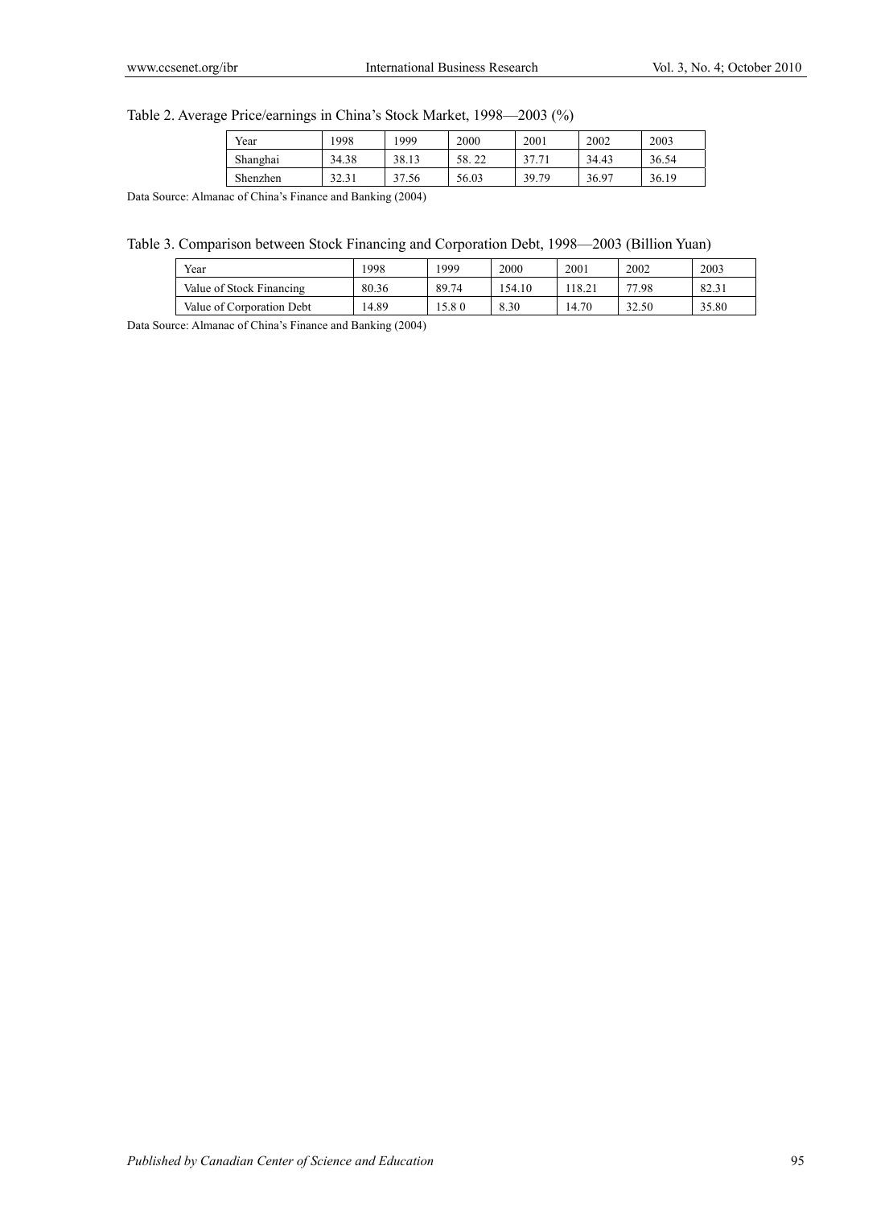Table 2. Average Price/earnings in China's Stock Market, 1998—2003 (%)

| Year | 1998 | 1999 | 2000 | 2001 | 2002 | 2003 |
|---|---|---|---|---|---|---|
| Shanghai | 34.38 | 38.13 | 58. 22 | 37.71 | 34.43 | 36.54 |
| Shenzhen | 32.31 | 37.56 | 56.03 | 39.79 | 36.97 | 36.19 |

Data Source: Almanac of China's Finance and Banking (2004)

Table 3. Comparison between Stock Financing and Corporation Debt, 1998—2003 (Billion Yuan)

| Year | 1998 | 1999 | 2000 | 2001 | 2002 | 2003 |
|---|---|---|---|---|---|---|
| Value of Stock Financing | 80.36 | 89.74 | 154.10 | 118.21 | 77.98 | 82.31 |
| Value of Corporation Debt | 14.89 | 15.8 0 | 8.30 | 14.70 | 32.50 | 35.80 |

Data Source: Almanac of China's Finance and Banking (2004)